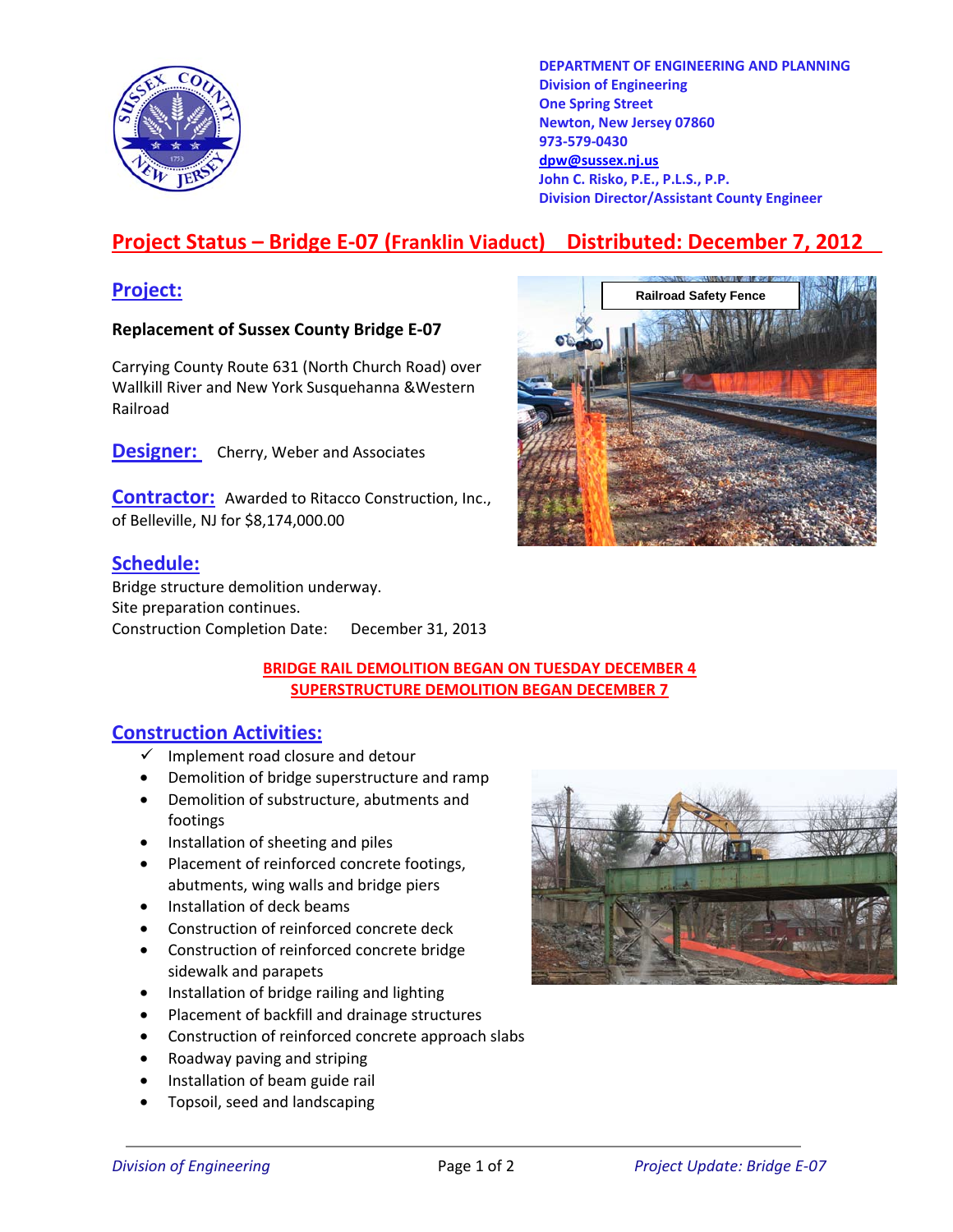**DEPARTMENT OF ENGINEERING AND PLANNING**
**Division of Engineering**
**One Spring Street**
**Newton, New Jersey 07860**
**973-579-0430**
**dpw@sussex.nj.us**
**John C. Risko, P.E., P.L.S., P.P.**
**Division Director/Assistant County Engineer**

# Project Status – Bridge E-07 (Franklin Viaduct) Distributed: December 7, 2012

## Project:

**Replacement of Sussex County Bridge E-07**

Carrying County Route 631 (North Church Road) over Wallkill River and New York Susquehanna &Western Railroad

## Designer: Cherry, Weber and Associates

## Contractor: Awarded to Ritacco Construction, Inc., of Belleville, NJ for $8,174,000.00

Railroad Safety Fence

## Schedule:

Bridge structure demolition underway.
Site preparation continues.
Construction Completion Date: December 31, 2013

**BRIDGE RAIL DEMOLITION BEGAN ON TUESDAY DECEMBER 4**
**SUPERSTRUCTURE DEMOLITION BEGAN DECEMBER 7**

## Construction Activities:

- ✓ Implement road closure and detour
- Demolition of bridge superstructure and ramp
- Demolition of substructure, abutments and footings
- Installation of sheeting and piles
- Placement of reinforced concrete footings, abutments, wing walls and bridge piers
- Installation of deck beams
- Construction of reinforced concrete deck
- Construction of reinforced concrete bridge sidewalk and parapets
- Installation of bridge railing and lighting
- Placement of backfill and drainage structures
- Construction of reinforced concrete approach slabs
- Roadway paving and striping
- Installation of beam guide rail
- Topsoil, seed and landscaping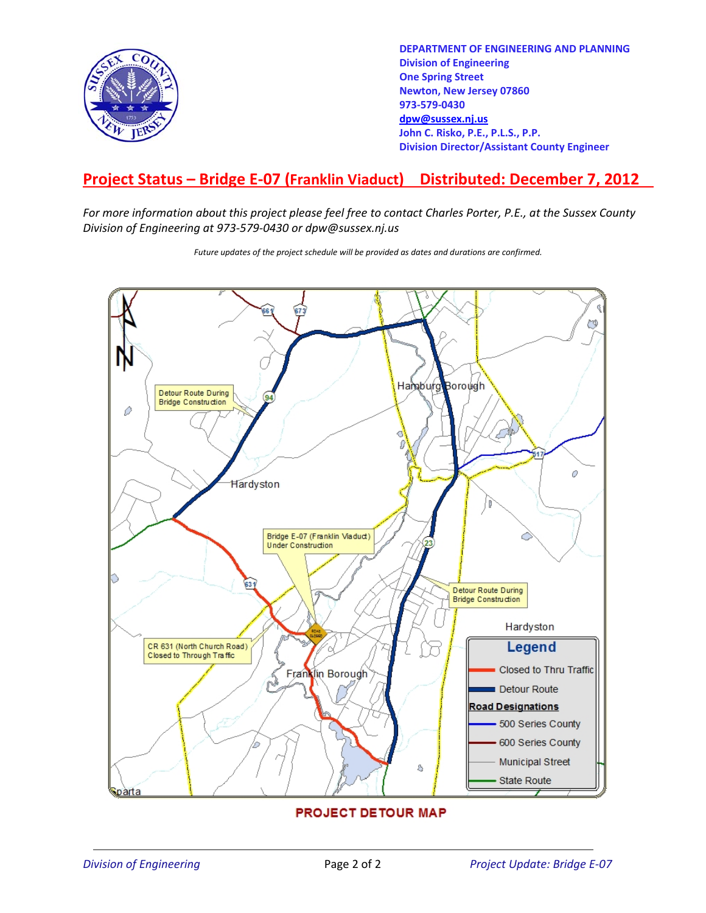DEPARTMENT OF ENGINEERING AND PLANNING
Division of Engineering
One Spring Street
Newton, New Jersey 07860
973-579-0430
dpw@sussex.nj.us
John C. Risko, P.E., P.L.S., P.P.
Division Director/Assistant County Engineer

## Project Status – Bridge E-07 (Franklin Viaduct) Distributed: December 7, 2012

*For more information about this project please feel free to contact Charles Porter, P.E., at the Sussex County Division of Engineering at 973-579-0430 or dpw@sussex.nj.us*

*Future updates of the project schedule will be provided as dates and durations are confirmed.*

N
661
673
94
Detour Route During Bridge Construction
Hamburg Borough
517
Hardyston
23
Bridge E-07 (Franklin Viaduct) Under Construction
631
Detour Route During Bridge Construction
Hardyston
CR 631 (North Church Road) Closed to Through Traffic
Franklin Borough
Sparta

Legend
Closed to Thru Traffic
Detour Route
Road Designations
500 Series County
600 Series County
Municipal Street
State Route

**PROJECT DETOUR MAP**